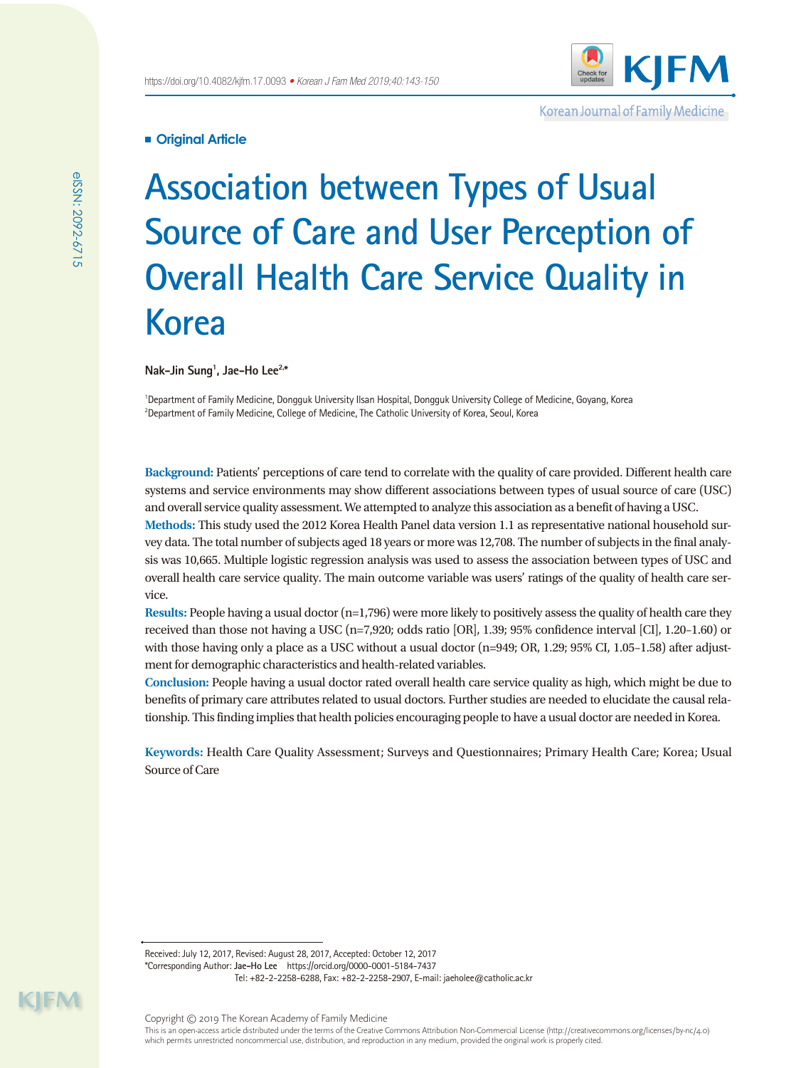**Original Article**

# Association between Types of Usual Source of Care and User Perception of Overall Health Care Service Quality in Korea

**Nak-Jin Sung[1], Jae-Ho Lee[2,*]**

[1]Department of Family Medicine, Dongguk University Ilsan Hospital, Dongguk University College of Medicine, Goyang, Korea
[2]Department of Family Medicine, College of Medicine, The Catholic University of Korea, Seoul, Korea

**Background:** Patients' perceptions of care tend to correlate with the quality of care provided. Different health care systems and service environments may show different associations between types of usual source of care (USC) and overall service quality assessment. We attempted to analyze this association as a benefit of having a USC.

**Methods:** This study used the 2012 Korea Health Panel data version 1.1 as representative national household survey data. The total number of subjects aged 18 years or more was 12,708. The number of subjects in the final analysis was 10,665. Multiple logistic regression analysis was used to assess the association between types of USC and overall health care service quality. The main outcome variable was users' ratings of the quality of health care service.

**Results:** People having a usual doctor (n=1,796) were more likely to positively assess the quality of health care they received than those not having a USC (n=7,920; odds ratio [OR], 1.39; 95% confidence interval [CI], 1.20–1.60) or with those having only a place as a USC without a usual doctor (n=949; OR, 1.29; 95% CI, 1.05–1.58) after adjustment for demographic characteristics and health-related variables.

**Conclusion:** People having a usual doctor rated overall health care service quality as high, which might be due to benefits of primary care attributes related to usual doctors. Further studies are needed to elucidate the causal relationship. This finding implies that health policies encouraging people to have a usual doctor are needed in Korea.

**Keywords:** Health Care Quality Assessment; Surveys and Questionnaires; Primary Health Care; Korea; Usual Source of Care

Received: July 12, 2017, Revised: August 28, 2017, Accepted: October 12, 2017
*Corresponding Author: **Jae-Ho Lee** https://orcid.org/0000-0001-5184-7437
Tel: +82-2-2258-6288, Fax: +82-2-2258-2907, E-mail: jaeholee@catholic.ac.kr

Copyright © 2019 The Korean Academy of Family Medicine
This is an open-access article distributed under the terms of the Creative Commons Attribution Non-Commercial License (http://creativecommons.org/licenses/by-nc/4.0) which permits unrestricted noncommercial use, distribution, and reproduction in any medium, provided the original work is properly cited.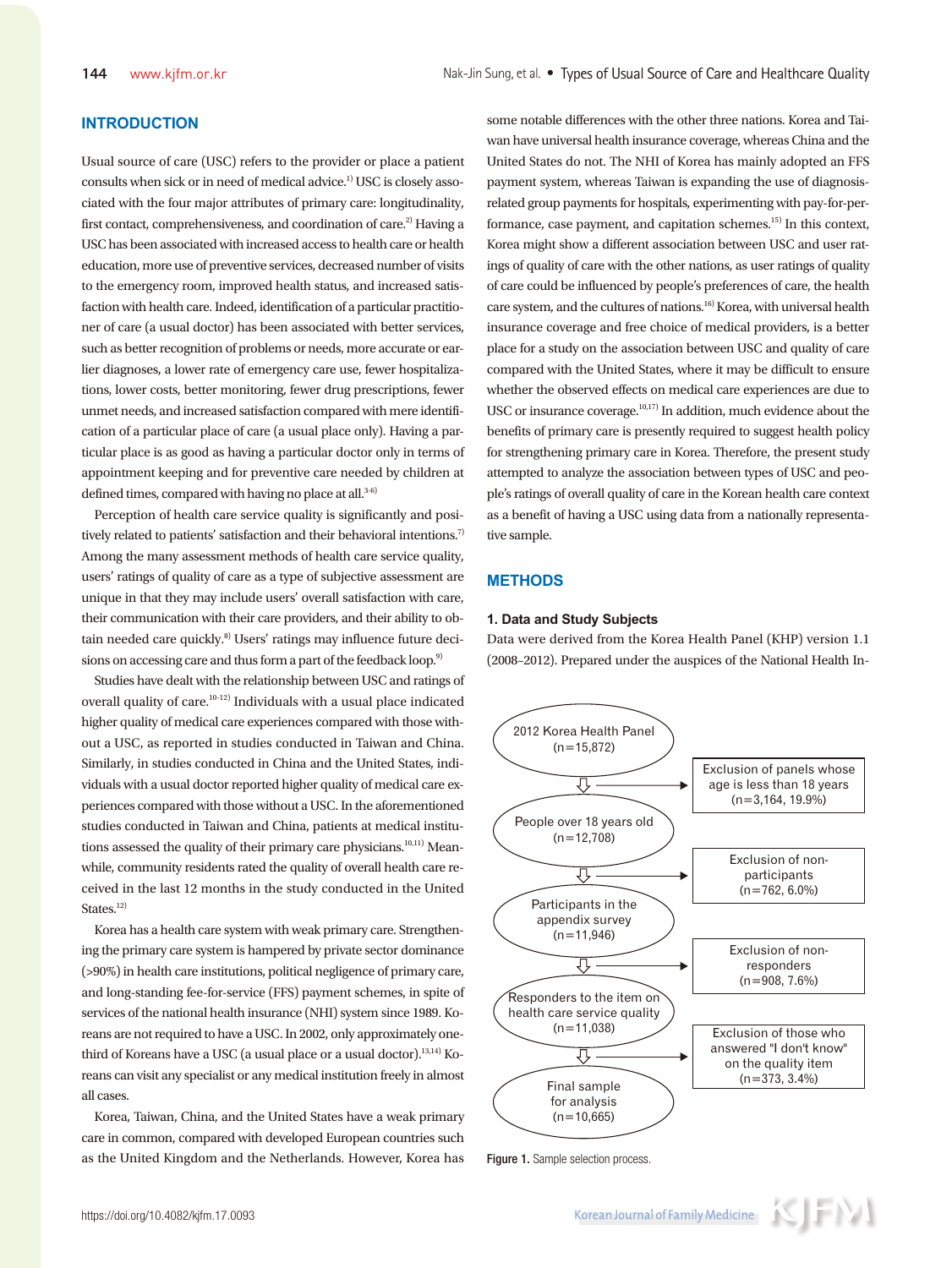## INTRODUCTION

Usual source of care (USC) refers to the provider or place a patient consults when sick or in need of medical advice.[1] USC is closely associated with the four major attributes of primary care: longitudinality, first contact, comprehensiveness, and coordination of care.[2] Having a USC has been associated with increased access to health care or health education, more use of preventive services, decreased number of visits to the emergency room, improved health status, and increased satisfaction with health care. Indeed, identification of a particular practitioner of care (a usual doctor) has been associated with better services, such as better recognition of problems or needs, more accurate or earlier diagnoses, a lower rate of emergency care use, fewer hospitalizations, lower costs, better monitoring, fewer drug prescriptions, fewer unmet needs, and increased satisfaction compared with mere identification of a particular place of care (a usual place only). Having a particular place is as good as having a particular doctor only in terms of appointment keeping and for preventive care needed by children at defined times, compared with having no place at all.[3-6]

Perception of health care service quality is significantly and positively related to patients' satisfaction and their behavioral intentions.[7] Among the many assessment methods of health care service quality, users' ratings of quality of care as a type of subjective assessment are unique in that they may include users' overall satisfaction with care, their communication with their care providers, and their ability to obtain needed care quickly.[8] Users' ratings may influence future decisions on accessing care and thus form a part of the feedback loop.[9]

Studies have dealt with the relationship between USC and ratings of overall quality of care.[10-12] Individuals with a usual place indicated higher quality of medical care experiences compared with those without a USC, as reported in studies conducted in Taiwan and China. Similarly, in studies conducted in China and the United States, individuals with a usual doctor reported higher quality of medical care experiences compared with those without a USC. In the aforementioned studies conducted in Taiwan and China, patients at medical institutions assessed the quality of their primary care physicians.[10,11] Meanwhile, community residents rated the quality of overall health care received in the last 12 months in the study conducted in the United States.[12]

Korea has a health care system with weak primary care. Strengthening the primary care system is hampered by private sector dominance (>90%) in health care institutions, political negligence of primary care, and long-standing fee-for-service (FFS) payment schemes, in spite of services of the national health insurance (NHI) system since 1989. Koreans are not required to have a USC. In 2002, only approximately one-third of Koreans have a USC (a usual place or a usual doctor).[13,14] Koreans can visit any specialist or any medical institution freely in almost all cases.

Korea, Taiwan, China, and the United States have a weak primary care in common, compared with developed European countries such as the United Kingdom and the Netherlands. However, Korea has some notable differences with the other three nations. Korea and Taiwan have universal health insurance coverage, whereas China and the United States do not. The NHI of Korea has mainly adopted an FFS payment system, whereas Taiwan is expanding the use of diagnosis-related group payments for hospitals, experimenting with pay-for-performance, case payment, and capitation schemes.[15] In this context, Korea might show a different association between USC and user ratings of quality of care with the other nations, as user ratings of quality of care could be influenced by people's preferences of care, the health care system, and the cultures of nations.[16] Korea, with universal health insurance coverage and free choice of medical providers, is a better place for a study on the association between USC and quality of care compared with the United States, where it may be difficult to ensure whether the observed effects on medical care experiences are due to USC or insurance coverage.[10,17] In addition, much evidence about the benefits of primary care is presently required to suggest health policy for strengthening primary care in Korea. Therefore, the present study attempted to analyze the association between types of USC and people's ratings of overall quality of care in the Korean health care context as a benefit of having a USC using data from a nationally representative sample.

## METHODS

### 1. Data and Study Subjects

Data were derived from the Korea Health Panel (KHP) version 1.1 (2008–2012). Prepared under the auspices of the National Health In-

2012 Korea Health Panel (n=15,872) → Exclusion of panels whose age is less than 18 years (n=3,164, 19.9%)

People over 18 years old (n=12,708) → Exclusion of non-participants (n=762, 6.0%)

Participants in the appendix survey (n=11,946) → Exclusion of non-responders (n=908, 7.6%)

Responders to the item on health care service quality (n=11,038) → Exclusion of those who answered "I don't know" on the quality item (n=373, 3.4%)

Final sample for analysis (n=10,665)

**Figure 1.** Sample selection process.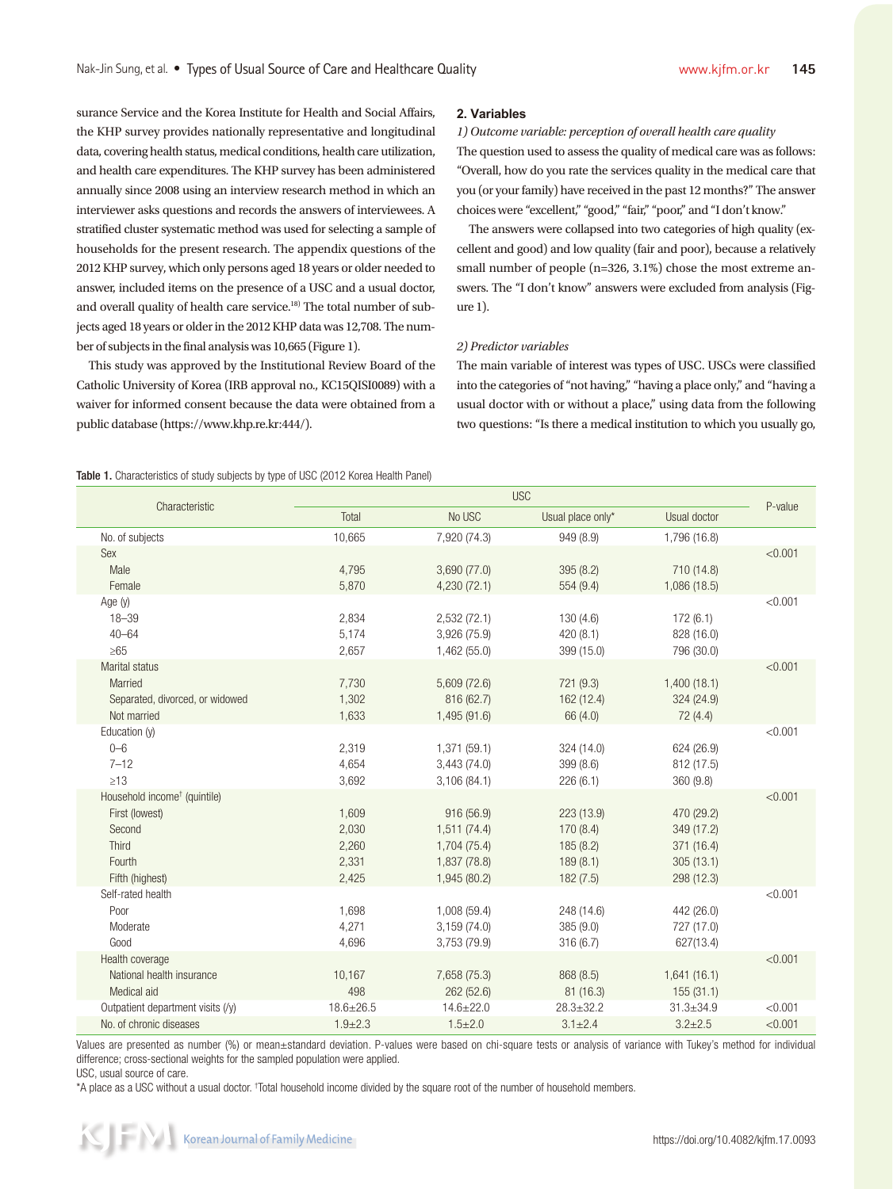surance Service and the Korea Institute for Health and Social Affairs, the KHP survey provides nationally representative and longitudinal data, covering health status, medical conditions, health care utilization, and health care expenditures. The KHP survey has been administered annually since 2008 using an interview research method in which an interviewer asks questions and records the answers of interviewees. A stratified cluster systematic method was used for selecting a sample of households for the present research. The appendix questions of the 2012 KHP survey, which only persons aged 18 years or older needed to answer, included items on the presence of a USC and a usual doctor, and overall quality of health care service.[18] The total number of subjects aged 18 years or older in the 2012 KHP data was 12,708. The number of subjects in the final analysis was 10,665 (Figure 1).

This study was approved by the Institutional Review Board of the Catholic University of Korea (IRB approval no., KC15QISI0089) with a waiver for informed consent because the data were obtained from a public database (https://www.khp.re.kr:444/).

## 2. Variables

### 1) Outcome variable: perception of overall health care quality

The question used to assess the quality of medical care was as follows: "Overall, how do you rate the services quality in the medical care that you (or your family) have received in the past 12 months?" The answer choices were "excellent," "good," "fair," "poor," and "I don't know."

The answers were collapsed into two categories of high quality (excellent and good) and low quality (fair and poor), because a relatively small number of people (n=326, 3.1%) chose the most extreme answers. The "I don't know" answers were excluded from analysis (Figure 1).

### 2) Predictor variables

The main variable of interest was types of USC. USCs were classified into the categories of "not having," "having a place only," and "having a usual doctor with or without a place," using data from the following two questions: "Is there a medical institution to which you usually go,

**Table 1.** Characteristics of study subjects by type of USC (2012 Korea Health Panel)

| Characteristic | USC | | | | P-value |
|---|---|---|---|---|---|
| | Total | No USC | Usual place only* | Usual doctor | |
| No. of subjects | 10,665 | 7,920 (74.3) | 949 (8.9) | 1,796 (16.8) | |
| Sex | | | | | <0.001 |
| Male | 4,795 | 3,690 (77.0) | 395 (8.2) | 710 (14.8) | |
| Female | 5,870 | 4,230 (72.1) | 554 (9.4) | 1,086 (18.5) | |
| Age (y) | | | | | <0.001 |
| 18–39 | 2,834 | 2,532 (72.1) | 130 (4.6) | 172 (6.1) | |
| 40–64 | 5,174 | 3,926 (75.9) | 420 (8.1) | 828 (16.0) | |
| ≥65 | 2,657 | 1,462 (55.0) | 399 (15.0) | 796 (30.0) | |
| Marital status | | | | | <0.001 |
| Married | 7,730 | 5,609 (72.6) | 721 (9.3) | 1,400 (18.1) | |
| Separated, divorced, or widowed | 1,302 | 816 (62.7) | 162 (12.4) | 324 (24.9) | |
| Not married | 1,633 | 1,495 (91.6) | 66 (4.0) | 72 (4.4) | |
| Education (y) | | | | | <0.001 |
| 0–6 | 2,319 | 1,371 (59.1) | 324 (14.0) | 624 (26.9) | |
| 7–12 | 4,654 | 3,443 (74.0) | 399 (8.6) | 812 (17.5) | |
| ≥13 | 3,692 | 3,106 (84.1) | 226 (6.1) | 360 (9.8) | |
| Household income† (quintile) | | | | | <0.001 |
| First (lowest) | 1,609 | 916 (56.9) | 223 (13.9) | 470 (29.2) | |
| Second | 2,030 | 1,511 (74.4) | 170 (8.4) | 349 (17.2) | |
| Third | 2,260 | 1,704 (75.4) | 185 (8.2) | 371 (16.4) | |
| Fourth | 2,331 | 1,837 (78.8) | 189 (8.1) | 305 (13.1) | |
| Fifth (highest) | 2,425 | 1,945 (80.2) | 182 (7.5) | 298 (12.3) | |
| Self-rated health | | | | | <0.001 |
| Poor | 1,698 | 1,008 (59.4) | 248 (14.6) | 442 (26.0) | |
| Moderate | 4,271 | 3,159 (74.0) | 385 (9.0) | 727 (17.0) | |
| Good | 4,696 | 3,753 (79.9) | 316 (6.7) | 627(13.4) | |
| Health coverage | | | | | <0.001 |
| National health insurance | 10,167 | 7,658 (75.3) | 868 (8.5) | 1,641 (16.1) | |
| Medical aid | 498 | 262 (52.6) | 81 (16.3) | 155 (31.1) | |
| Outpatient department visits (/y) | 18.6±26.5 | 14.6±22.0 | 28.3±32.2 | 31.3±34.9 | <0.001 |
| No. of chronic diseases | 1.9±2.3 | 1.5±2.0 | 3.1±2.4 | 3.2±2.5 | <0.001 |

Values are presented as number (%) or mean±standard deviation. P-values were based on chi-square tests or analysis of variance with Tukey's method for individual difference; cross-sectional weights for the sampled population were applied.

USC, usual source of care.

*A place as a USC without a usual doctor. †Total household income divided by the square root of the number of household members.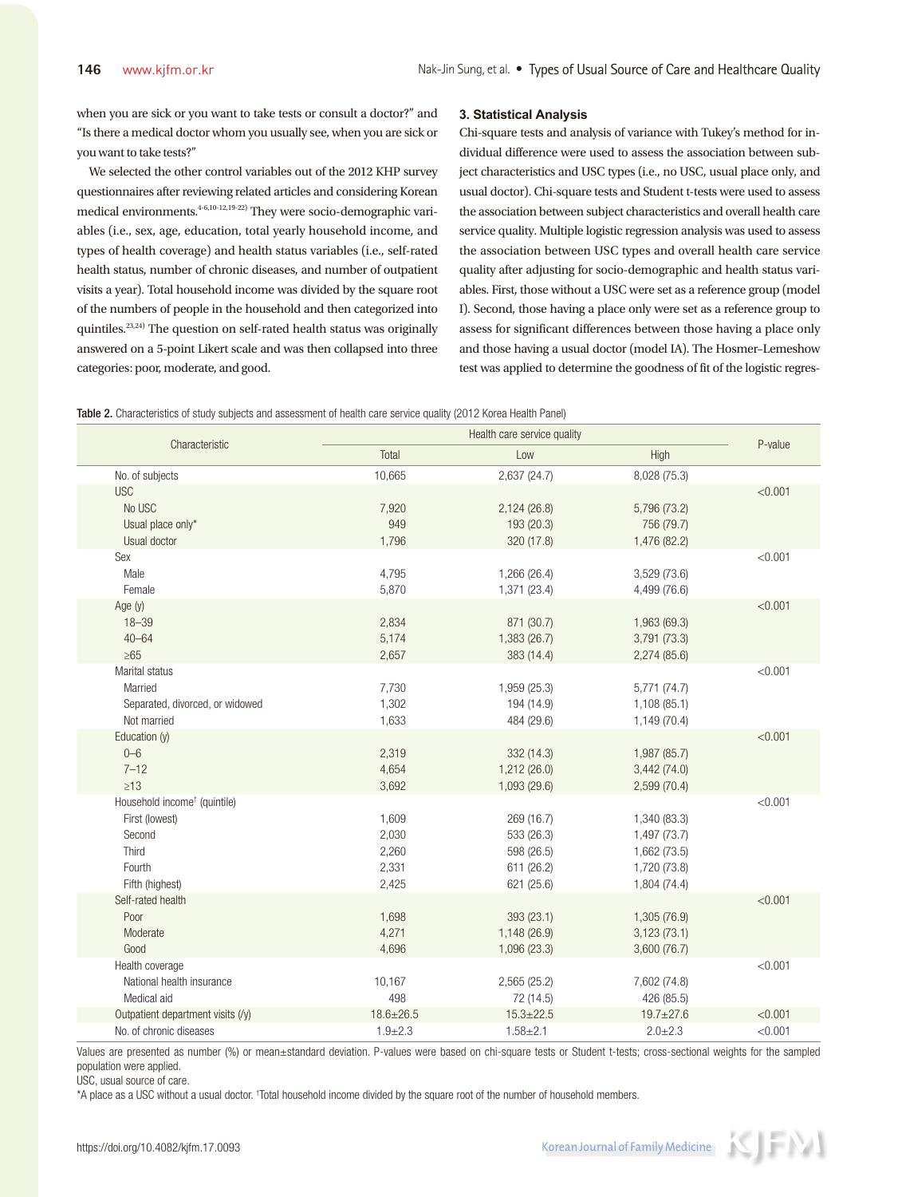when you are sick or you want to take tests or consult a doctor?" and "Is there a medical doctor whom you usually see, when you are sick or you want to take tests?"

We selected the other control variables out of the 2012 KHP survey questionnaires after reviewing related articles and considering Korean medical environments.[4-6,10-12,19-22] They were socio-demographic variables (i.e., sex, age, education, total yearly household income, and types of health coverage) and health status variables (i.e., self-rated health status, number of chronic diseases, and number of outpatient visits a year). Total household income was divided by the square root of the numbers of people in the household and then categorized into quintiles.[23,24] The question on self-rated health status was originally answered on a 5-point Likert scale and was then collapsed into three categories: poor, moderate, and good.

### 3. Statistical Analysis

Chi-square tests and analysis of variance with Tukey's method for individual difference were used to assess the association between subject characteristics and USC types (i.e., no USC, usual place only, and usual doctor). Chi-square tests and Student t-tests were used to assess the association between subject characteristics and overall health care service quality. Multiple logistic regression analysis was used to assess the association between USC types and overall health care service quality after adjusting for socio-demographic and health status variables. First, those without a USC were set as a reference group (model I). Second, those having a place only were set as a reference group to assess for significant differences between those having a place only and those having a usual doctor (model IA). The Hosmer–Lemeshow test was applied to determine the goodness of fit of the logistic regres-

**Table 2.** Characteristics of study subjects and assessment of health care service quality (2012 Korea Health Panel)

| Characteristic | Health care service quality | | | P-value |
|---|---|---|---|---|
| | Total | Low | High | |
| No. of subjects | 10,665 | 2,637 (24.7) | 8,028 (75.3) | |
| USC | | | | <0.001 |
| No USC | 7,920 | 2,124 (26.8) | 5,796 (73.2) | |
| Usual place only* | 949 | 193 (20.3) | 756 (79.7) | |
| Usual doctor | 1,796 | 320 (17.8) | 1,476 (82.2) | |
| Sex | | | | <0.001 |
| Male | 4,795 | 1,266 (26.4) | 3,529 (73.6) | |
| Female | 5,870 | 1,371 (23.4) | 4,499 (76.6) | |
| Age (y) | | | | <0.001 |
| 18–39 | 2,834 | 871 (30.7) | 1,963 (69.3) | |
| 40–64 | 5,174 | 1,383 (26.7) | 3,791 (73.3) | |
| ≥65 | 2,657 | 383 (14.4) | 2,274 (85.6) | |
| Marital status | | | | <0.001 |
| Married | 7,730 | 1,959 (25.3) | 5,771 (74.7) | |
| Separated, divorced, or widowed | 1,302 | 194 (14.9) | 1,108 (85.1) | |
| Not married | 1,633 | 484 (29.6) | 1,149 (70.4) | |
| Education (y) | | | | <0.001 |
| 0–6 | 2,319 | 332 (14.3) | 1,987 (85.7) | |
| 7–12 | 4,654 | 1,212 (26.0) | 3,442 (74.0) | |
| ≥13 | 3,692 | 1,093 (29.6) | 2,599 (70.4) | |
| Household income† (quintile) | | | | <0.001 |
| First (lowest) | 1,609 | 269 (16.7) | 1,340 (83.3) | |
| Second | 2,030 | 533 (26.3) | 1,497 (73.7) | |
| Third | 2,260 | 598 (26.5) | 1,662 (73.5) | |
| Fourth | 2,331 | 611 (26.2) | 1,720 (73.8) | |
| Fifth (highest) | 2,425 | 621 (25.6) | 1,804 (74.4) | |
| Self-rated health | | | | <0.001 |
| Poor | 1,698 | 393 (23.1) | 1,305 (76.9) | |
| Moderate | 4,271 | 1,148 (26.9) | 3,123 (73.1) | |
| Good | 4,696 | 1,096 (23.3) | 3,600 (76.7) | |
| Health coverage | | | | <0.001 |
| National health insurance | 10,167 | 2,565 (25.2) | 7,602 (74.8) | |
| Medical aid | 498 | 72 (14.5) | 426 (85.5) | |
| Outpatient department visits (/y) | 18.6±26.5 | 15.3±22.5 | 19.7±27.6 | <0.001 |
| No. of chronic diseases | 1.9±2.3 | 1.58±2.1 | 2.0±2.3 | <0.001 |

Values are presented as number (%) or mean±standard deviation. P-values were based on chi-square tests or Student t-tests; cross-sectional weights for the sampled population were applied.
USC, usual source of care.
*A place as a USC without a usual doctor. †Total household income divided by the square root of the number of household members.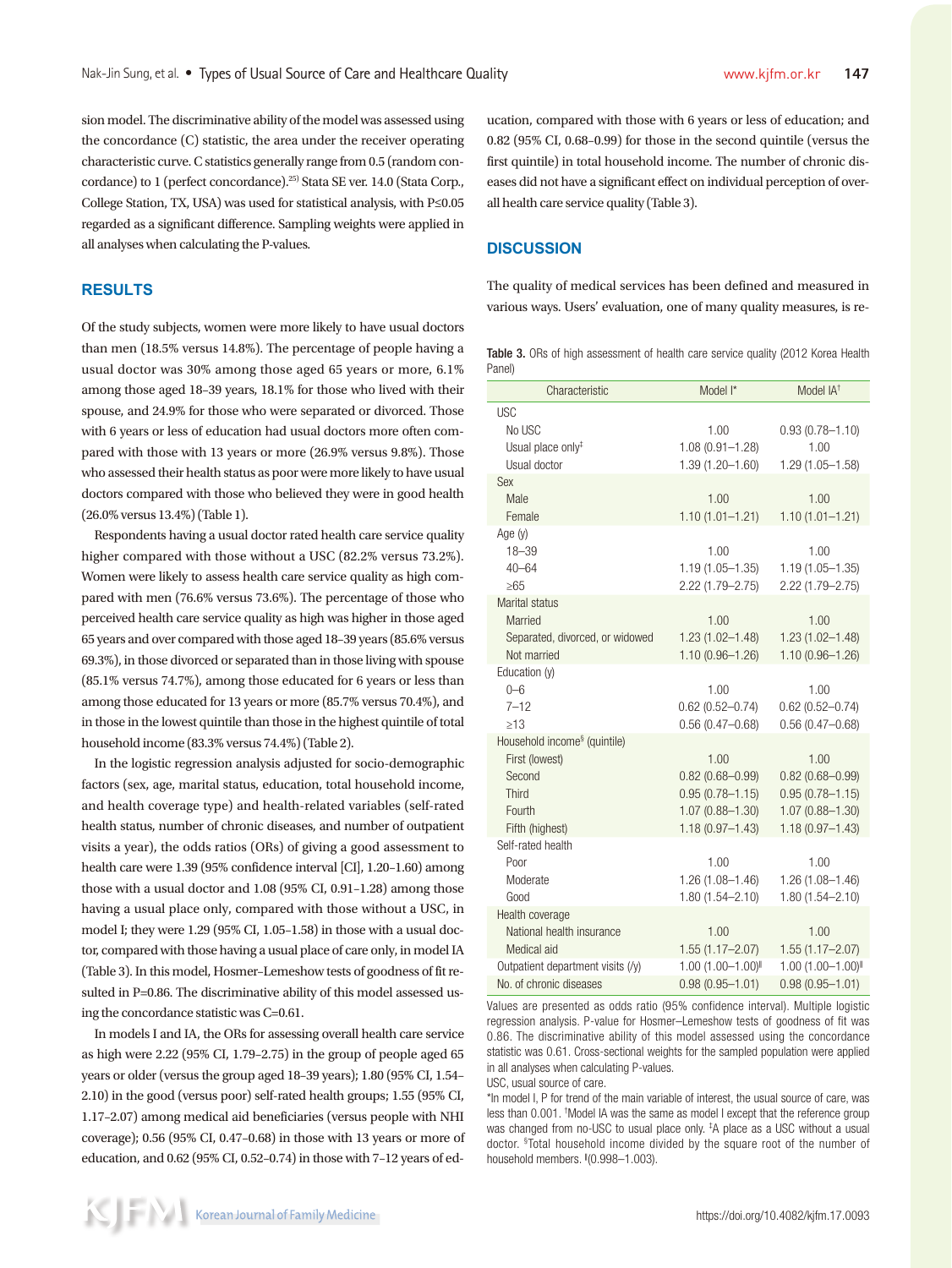sion model. The discriminative ability of the model was assessed using the concordance (C) statistic, the area under the receiver operating characteristic curve. C statistics generally range from 0.5 (random concordance) to 1 (perfect concordance).[25] Stata SE ver. 14.0 (Stata Corp., College Station, TX, USA) was used for statistical analysis, with P≤0.05 regarded as a significant difference. Sampling weights were applied in all analyses when calculating the P-values.

## RESULTS

Of the study subjects, women were more likely to have usual doctors than men (18.5% versus 14.8%). The percentage of people having a usual doctor was 30% among those aged 65 years or more, 6.1% among those aged 18–39 years, 18.1% for those who lived with their spouse, and 24.9% for those who were separated or divorced. Those with 6 years or less of education had usual doctors more often compared with those with 13 years or more (26.9% versus 9.8%). Those who assessed their health status as poor were more likely to have usual doctors compared with those who believed they were in good health (26.0% versus 13.4%) (Table 1).

Respondents having a usual doctor rated health care service quality higher compared with those without a USC (82.2% versus 73.2%). Women were likely to assess health care service quality as high compared with men (76.6% versus 73.6%). The percentage of those who perceived health care service quality as high was higher in those aged 65 years and over compared with those aged 18–39 years (85.6% versus 69.3%), in those divorced or separated than in those living with spouse (85.1% versus 74.7%), among those educated for 6 years or less than among those educated for 13 years or more (85.7% versus 70.4%), and in those in the lowest quintile than those in the highest quintile of total household income (83.3% versus 74.4%) (Table 2).

In the logistic regression analysis adjusted for socio-demographic factors (sex, age, marital status, education, total household income, and health coverage type) and health-related variables (self-rated health status, number of chronic diseases, and number of outpatient visits a year), the odds ratios (ORs) of giving a good assessment to health care were 1.39 (95% confidence interval [CI], 1.20–1.60) among those with a usual doctor and 1.08 (95% CI, 0.91–1.28) among those having a usual place only, compared with those without a USC, in model I; they were 1.29 (95% CI, 1.05–1.58) in those with a usual doctor, compared with those having a usual place of care only, in model IA (Table 3). In this model, Hosmer–Lemeshow tests of goodness of fit resulted in P=0.86. The discriminative ability of this model assessed using the concordance statistic was C=0.61.

In models I and IA, the ORs for assessing overall health care service as high were 2.22 (95% CI, 1.79–2.75) in the group of people aged 65 years or older (versus the group aged 18–39 years); 1.80 (95% CI, 1.54–2.10) in the good (versus poor) self-rated health groups; 1.55 (95% CI, 1.17–2.07) among medical aid beneficiaries (versus people with NHI coverage); 0.56 (95% CI, 0.47–0.68) in those with 13 years or more of education, and 0.62 (95% CI, 0.52–0.74) in those with 7–12 years of education, compared with those with 6 years or less of education; and 0.82 (95% CI, 0.68–0.99) for those in the second quintile (versus the first quintile) in total household income. The number of chronic diseases did not have a significant effect on individual perception of overall health care service quality (Table 3).

## DISCUSSION

The quality of medical services has been defined and measured in various ways. Users' evaluation, one of many quality measures, is re-

Table 3. ORs of high assessment of health care service quality (2012 Korea Health Panel)

| Characteristic | Model I* | Model IA† |
|---|---|---|
| USC | | |
| No USC | 1.00 | 0.93 (0.78–1.10) |
| Usual place only‡ | 1.08 (0.91–1.28) | 1.00 |
| Usual doctor | 1.39 (1.20–1.60) | 1.29 (1.05–1.58) |
| Sex | | |
| Male | 1.00 | 1.00 |
| Female | 1.10 (1.01–1.21) | 1.10 (1.01–1.21) |
| Age (y) | | |
| 18–39 | 1.00 | 1.00 |
| 40–64 | 1.19 (1.05–1.35) | 1.19 (1.05–1.35) |
| ≥65 | 2.22 (1.79–2.75) | 2.22 (1.79–2.75) |
| Marital status | | |
| Married | 1.00 | 1.00 |
| Separated, divorced, or widowed | 1.23 (1.02–1.48) | 1.23 (1.02–1.48) |
| Not married | 1.10 (0.96–1.26) | 1.10 (0.96–1.26) |
| Education (y) | | |
| 0–6 | 1.00 | 1.00 |
| 7–12 | 0.62 (0.52–0.74) | 0.62 (0.52–0.74) |
| ≥13 | 0.56 (0.47–0.68) | 0.56 (0.47–0.68) |
| Household income§ (quintile) | | |
| First (lowest) | 1.00 | 1.00 |
| Second | 0.82 (0.68–0.99) | 0.82 (0.68–0.99) |
| Third | 0.95 (0.78–1.15) | 0.95 (0.78–1.15) |
| Fourth | 1.07 (0.88–1.30) | 1.07 (0.88–1.30) |
| Fifth (highest) | 1.18 (0.97–1.43) | 1.18 (0.97–1.43) |
| Self-rated health | | |
| Poor | 1.00 | 1.00 |
| Moderate | 1.26 (1.08–1.46) | 1.26 (1.08–1.46) |
| Good | 1.80 (1.54–2.10) | 1.80 (1.54–2.10) |
| Health coverage | | |
| National health insurance | 1.00 | 1.00 |
| Medical aid | 1.55 (1.17–2.07) | 1.55 (1.17–2.07) |
| Outpatient department visits (/y) | 1.00 (1.00–1.00)∥ | 1.00 (1.00–1.00)∥ |
| No. of chronic diseases | 0.98 (0.95–1.01) | 0.98 (0.95–1.01) |

Values are presented as odds ratio (95% confidence interval). Multiple logistic regression analysis. P-value for Hosmer–Lemeshow tests of goodness of fit was 0.86. The discriminative ability of this model assessed using the concordance statistic was 0.61. Cross-sectional weights for the sampled population were applied in all analyses when calculating P-values.
USC, usual source of care.
*In model I, P for trend of the main variable of interest, the usual source of care, was less than 0.001. †Model IA was the same as model I except that the reference group was changed from no-USC to usual place only. ‡A place as a USC without a usual doctor. §Total household income divided by the square root of the number of household members. ∥(0.998–1.003).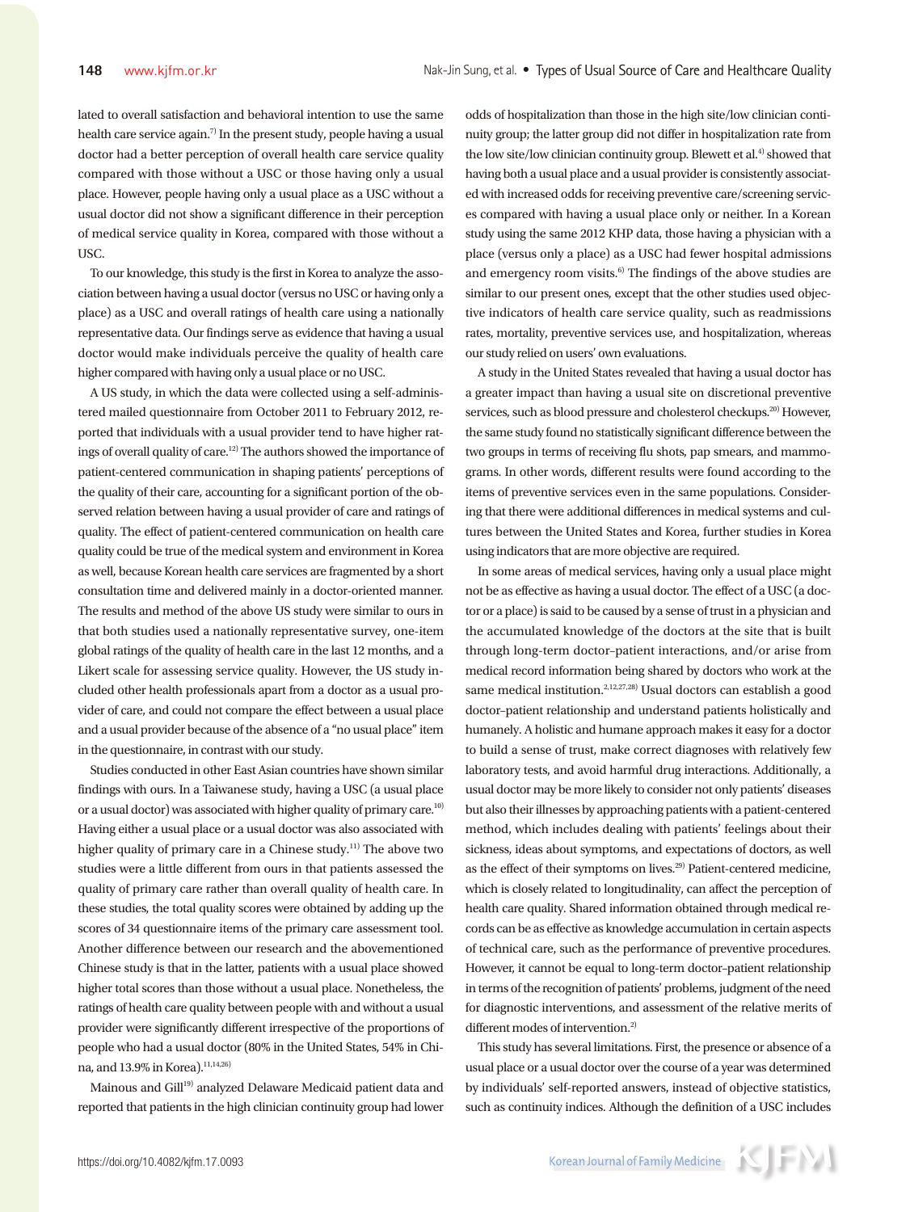lated to overall satisfaction and behavioral intention to use the same health care service again.[7] In the present study, people having a usual doctor had a better perception of overall health care service quality compared with those without a USC or those having only a usual place. However, people having only a usual place as a USC without a usual doctor did not show a significant difference in their perception of medical service quality in Korea, compared with those without a USC.

To our knowledge, this study is the first in Korea to analyze the association between having a usual doctor (versus no USC or having only a place) as a USC and overall ratings of health care using a nationally representative data. Our findings serve as evidence that having a usual doctor would make individuals perceive the quality of health care higher compared with having only a usual place or no USC.

A US study, in which the data were collected using a self-administered mailed questionnaire from October 2011 to February 2012, reported that individuals with a usual provider tend to have higher ratings of overall quality of care.[12] The authors showed the importance of patient-centered communication in shaping patients' perceptions of the quality of their care, accounting for a significant portion of the observed relation between having a usual provider of care and ratings of quality. The effect of patient-centered communication on health care quality could be true of the medical system and environment in Korea as well, because Korean health care services are fragmented by a short consultation time and delivered mainly in a doctor-oriented manner. The results and method of the above US study were similar to ours in that both studies used a nationally representative survey, one-item global ratings of the quality of health care in the last 12 months, and a Likert scale for assessing service quality. However, the US study included other health professionals apart from a doctor as a usual provider of care, and could not compare the effect between a usual place and a usual provider because of the absence of a "no usual place" item in the questionnaire, in contrast with our study.

Studies conducted in other East Asian countries have shown similar findings with ours. In a Taiwanese study, having a USC (a usual place or a usual doctor) was associated with higher quality of primary care.[10] Having either a usual place or a usual doctor was also associated with higher quality of primary care in a Chinese study.[11] The above two studies were a little different from ours in that patients assessed the quality of primary care rather than overall quality of health care. In these studies, the total quality scores were obtained by adding up the scores of 34 questionnaire items of the primary care assessment tool. Another difference between our research and the abovementioned Chinese study is that in the latter, patients with a usual place showed higher total scores than those without a usual place. Nonetheless, the ratings of health care quality between people with and without a usual provider were significantly different irrespective of the proportions of people who had a usual doctor (80% in the United States, 54% in China, and 13.9% in Korea).[11,14,26]

Mainous and Gill[19] analyzed Delaware Medicaid patient data and reported that patients in the high clinician continuity group had lower odds of hospitalization than those in the high site/low clinician continuity group; the latter group did not differ in hospitalization rate from the low site/low clinician continuity group. Blewett et al.[4] showed that having both a usual place and a usual provider is consistently associated with increased odds for receiving preventive care/screening services compared with having a usual place only or neither. In a Korean study using the same 2012 KHP data, those having a physician with a place (versus only a place) as a USC had fewer hospital admissions and emergency room visits.[6] The findings of the above studies are similar to our present ones, except that the other studies used objective indicators of health care service quality, such as readmissions rates, mortality, preventive services use, and hospitalization, whereas our study relied on users' own evaluations.

A study in the United States revealed that having a usual doctor has a greater impact than having a usual site on discretional preventive services, such as blood pressure and cholesterol checkups.[20] However, the same study found no statistically significant difference between the two groups in terms of receiving flu shots, pap smears, and mammograms. In other words, different results were found according to the items of preventive services even in the same populations. Considering that there were additional differences in medical systems and cultures between the United States and Korea, further studies in Korea using indicators that are more objective are required.

In some areas of medical services, having only a usual place might not be as effective as having a usual doctor. The effect of a USC (a doctor or a place) is said to be caused by a sense of trust in a physician and the accumulated knowledge of the doctors at the site that is built through long-term doctor–patient interactions, and/or arise from medical record information being shared by doctors who work at the same medical institution.[2,12,27,28] Usual doctors can establish a good doctor–patient relationship and understand patients holistically and humanely. A holistic and humane approach makes it easy for a doctor to build a sense of trust, make correct diagnoses with relatively few laboratory tests, and avoid harmful drug interactions. Additionally, a usual doctor may be more likely to consider not only patients' diseases but also their illnesses by approaching patients with a patient-centered method, which includes dealing with patients' feelings about their sickness, ideas about symptoms, and expectations of doctors, as well as the effect of their symptoms on lives.[29] Patient-centered medicine, which is closely related to longitudinality, can affect the perception of health care quality. Shared information obtained through medical records can be as effective as knowledge accumulation in certain aspects of technical care, such as the performance of preventive procedures. However, it cannot be equal to long-term doctor–patient relationship in terms of the recognition of patients' problems, judgment of the need for diagnostic interventions, and assessment of the relative merits of different modes of intervention.[2]

This study has several limitations. First, the presence or absence of a usual place or a usual doctor over the course of a year was determined by individuals' self-reported answers, instead of objective statistics, such as continuity indices. Although the definition of a USC includes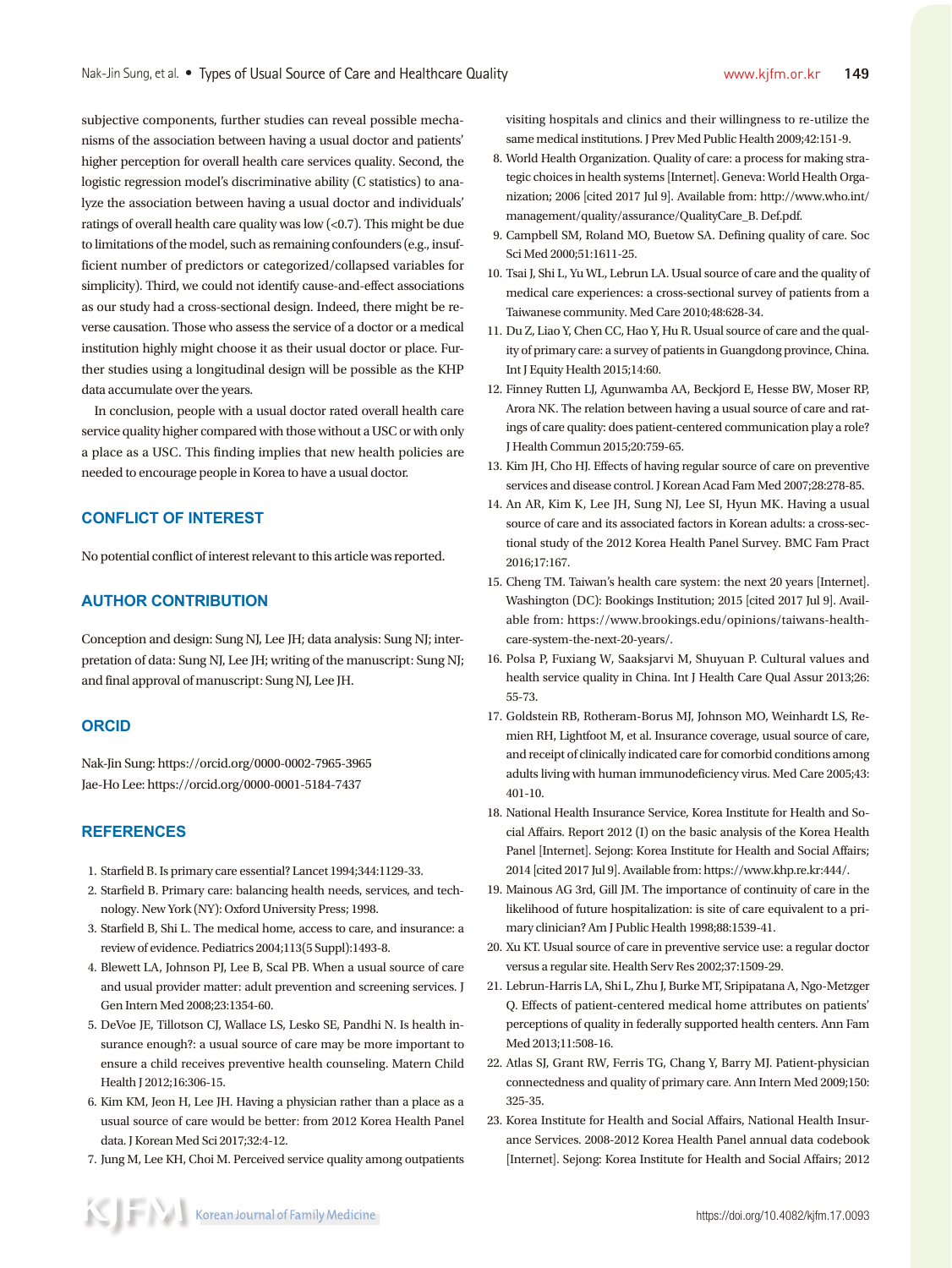subjective components, further studies can reveal possible mechanisms of the association between having a usual doctor and patients' higher perception for overall health care services quality. Second, the logistic regression model's discriminative ability (C statistics) to analyze the association between having a usual doctor and individuals' ratings of overall health care quality was low (<0.7). This might be due to limitations of the model, such as remaining confounders (e.g., insufficient number of predictors or categorized/collapsed variables for simplicity). Third, we could not identify cause-and-effect associations as our study had a cross-sectional design. Indeed, there might be reverse causation. Those who assess the service of a doctor or a medical institution highly might choose it as their usual doctor or place. Further studies using a longitudinal design will be possible as the KHP data accumulate over the years.

In conclusion, people with a usual doctor rated overall health care service quality higher compared with those without a USC or with only a place as a USC. This finding implies that new health policies are needed to encourage people in Korea to have a usual doctor.

## CONFLICT OF INTEREST

No potential conflict of interest relevant to this article was reported.

## AUTHOR CONTRIBUTION

Conception and design: Sung NJ, Lee JH; data analysis: Sung NJ; interpretation of data: Sung NJ, Lee JH; writing of the manuscript: Sung NJ; and final approval of manuscript: Sung NJ, Lee JH.

## ORCID

Nak-Jin Sung: https://orcid.org/0000-0002-7965-3965
Jae-Ho Lee: https://orcid.org/0000-0001-5184-7437

## REFERENCES

1. Starfield B. Is primary care essential? Lancet 1994;344:1129-33.
2. Starfield B. Primary care: balancing health needs, services, and technology. New York (NY): Oxford University Press; 1998.
3. Starfield B, Shi L. The medical home, access to care, and insurance: a review of evidence. Pediatrics 2004;113(5 Suppl):1493-8.
4. Blewett LA, Johnson PJ, Lee B, Scal PB. When a usual source of care and usual provider matter: adult prevention and screening services. J Gen Intern Med 2008;23:1354-60.
5. DeVoe JE, Tillotson CJ, Wallace LS, Lesko SE, Pandhi N. Is health insurance enough?: a usual source of care may be more important to ensure a child receives preventive health counseling. Matern Child Health J 2012;16:306-15.
6. Kim KM, Jeon H, Lee JH. Having a physician rather than a place as a usual source of care would be better: from 2012 Korea Health Panel data. J Korean Med Sci 2017;32:4-12.
7. Jung M, Lee KH, Choi M. Perceived service quality among outpatients visiting hospitals and clinics and their willingness to re-utilize the same medical institutions. J Prev Med Public Health 2009;42:151-9.
8. World Health Organization. Quality of care: a process for making strategic choices in health systems [Internet]. Geneva: World Health Organization; 2006 [cited 2017 Jul 9]. Available from: http://www.who.int/management/quality/assurance/QualityCare_B. Def.pdf.
9. Campbell SM, Roland MO, Buetow SA. Defining quality of care. Soc Sci Med 2000;51:1611-25.
10. Tsai J, Shi L, Yu WL, Lebrun LA. Usual source of care and the quality of medical care experiences: a cross-sectional survey of patients from a Taiwanese community. Med Care 2010;48:628-34.
11. Du Z, Liao Y, Chen CC, Hao Y, Hu R. Usual source of care and the quality of primary care: a survey of patients in Guangdong province, China. Int J Equity Health 2015;14:60.
12. Finney Rutten LJ, Agunwamba AA, Beckjord E, Hesse BW, Moser RP, Arora NK. The relation between having a usual source of care and ratings of care quality: does patient-centered communication play a role? J Health Commun 2015;20:759-65.
13. Kim JH, Cho HJ. Effects of having regular source of care on preventive services and disease control. J Korean Acad Fam Med 2007;28:278-85.
14. An AR, Kim K, Lee JH, Sung NJ, Lee SI, Hyun MK. Having a usual source of care and its associated factors in Korean adults: a cross-sectional study of the 2012 Korea Health Panel Survey. BMC Fam Pract 2016;17:167.
15. Cheng TM. Taiwan's health care system: the next 20 years [Internet]. Washington (DC): Bookings Institution; 2015 [cited 2017 Jul 9]. Available from: https://www.brookings.edu/opinions/taiwans-health-care-system-the-next-20-years/.
16. Polsa P, Fuxiang W, Saaksjarvi M, Shuyuan P. Cultural values and health service quality in China. Int J Health Care Qual Assur 2013;26:55-73.
17. Goldstein RB, Rotheram-Borus MJ, Johnson MO, Weinhardt LS, Remien RH, Lightfoot M, et al. Insurance coverage, usual source of care, and receipt of clinically indicated care for comorbid conditions among adults living with human immunodeficiency virus. Med Care 2005;43:401-10.
18. National Health Insurance Service, Korea Institute for Health and Social Affairs. Report 2012 (I) on the basic analysis of the Korea Health Panel [Internet]. Sejong: Korea Institute for Health and Social Affairs; 2014 [cited 2017 Jul 9]. Available from: https://www.khp.re.kr:444/.
19. Mainous AG 3rd, Gill JM. The importance of continuity of care in the likelihood of future hospitalization: is site of care equivalent to a primary clinician? Am J Public Health 1998;88:1539-41.
20. Xu KT. Usual source of care in preventive service use: a regular doctor versus a regular site. Health Serv Res 2002;37:1509-29.
21. Lebrun-Harris LA, Shi L, Zhu J, Burke MT, Sripipatana A, Ngo-Metzger Q. Effects of patient-centered medical home attributes on patients' perceptions of quality in federally supported health centers. Ann Fam Med 2013;11:508-16.
22. Atlas SJ, Grant RW, Ferris TG, Chang Y, Barry MJ. Patient-physician connectedness and quality of primary care. Ann Intern Med 2009;150:325-35.
23. Korea Institute for Health and Social Affairs, National Health Insurance Services. 2008-2012 Korea Health Panel annual data codebook [Internet]. Sejong: Korea Institute for Health and Social Affairs; 2012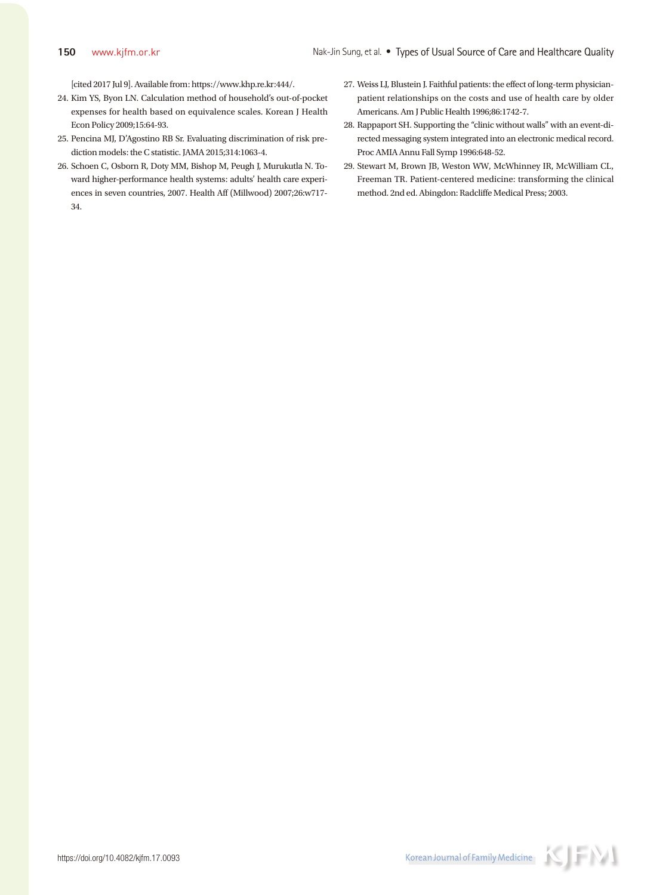[cited 2017 Jul 9]. Available from: https://www.khp.re.kr:444/.

24. Kim YS, Byon LN. Calculation method of household's out-of-pocket expenses for health based on equivalence scales. Korean J Health Econ Policy 2009;15:64-93.
25. Pencina MJ, D'Agostino RB Sr. Evaluating discrimination of risk prediction models: the C statistic. JAMA 2015;314:1063-4.
26. Schoen C, Osborn R, Doty MM, Bishop M, Peugh J, Murukutla N. Toward higher-performance health systems: adults' health care experiences in seven countries, 2007. Health Aff (Millwood) 2007;26:w717-34.
27. Weiss LJ, Blustein J. Faithful patients: the effect of long-term physician-patient relationships on the costs and use of health care by older Americans. Am J Public Health 1996;86:1742-7.
28. Rappaport SH. Supporting the "clinic without walls" with an event-directed messaging system integrated into an electronic medical record. Proc AMIA Annu Fall Symp 1996:648-52.
29. Stewart M, Brown JB, Weston WW, McWhinney IR, McWilliam CL, Freeman TR. Patient-centered medicine: transforming the clinical method. 2nd ed. Abingdon: Radcliffe Medical Press; 2003.